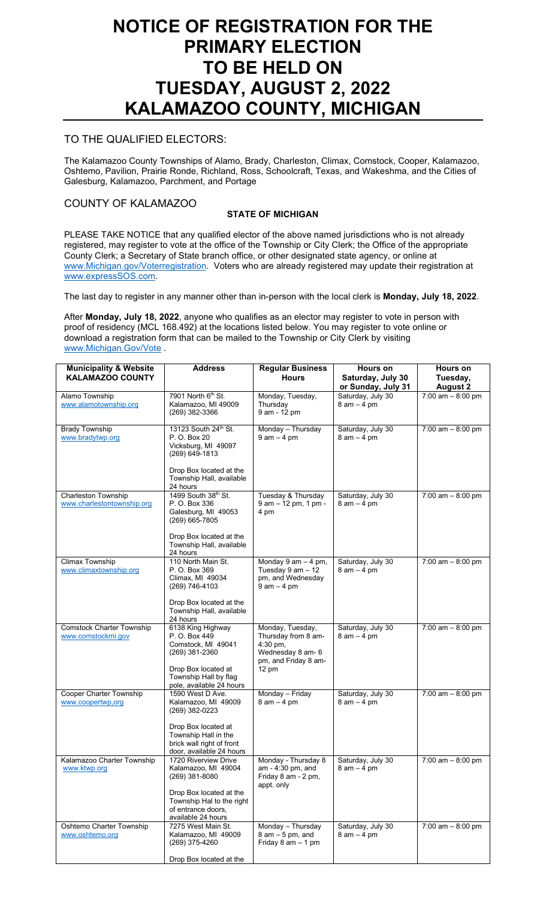# NOTICE OF REGISTRATION FOR THE PRIMARY ELECTION TO BE HELD ON TUESDAY, AUGUST 2, 2022 KALAMAZOO COUNTY, MICHIGAN

## TO THE QUALIFIED ELECTORS:

The Kalamazoo County Townships of Alamo, Brady, Charleston, Climax, Comstock, Cooper, Kalamazoo, Oshtemo, Pavilion, Prairie Ronde, Richland, Ross, Schoolcraft, Texas, and Wakeshma, and the Cities of Galesburg, Kalamazoo, Parchment, and Portage

## COUNTY OF KALAMAZOO

**STATE OF MICHIGAN**

PLEASE TAKE NOTICE that any qualified elector of the above named jurisdictions who is not already registered, may register to vote at the office of the Township or City Clerk; the Office of the appropriate County Clerk; a Secretary of State branch office, or other designated state agency, or online at www.Michigan.gov/Voterregistration. Voters who are already registered may update their registration at www.expressSOS.com.

The last day to register in any manner other than in-person with the local clerk is **Monday, July 18, 2022**.

After **Monday, July 18, 2022**, anyone who qualifies as an elector may register to vote in person with proof of residency (MCL 168.492) at the locations listed below. You may register to vote online or download a registration form that can be mailed to the Township or City Clerk by visiting www.Michigan.Gov/Vote .

| Municipality & Website KALAMAZOO COUNTY | Address | Regular Business Hours | Hours on Saturday, July 30 or Sunday, July 31 | Hours on Tuesday, August 2 |
|---|---|---|---|---|
| Alamo Township www.alamotownship.org | 7901 North 6th St. Kalamazoo, MI 49009 (269) 382-3366 | Monday, Tuesday, Thursday 9 am - 12 pm | Saturday, July 30 8 am – 4 pm | 7:00 am – 8:00 pm |
| Brady Township www.bradytwp.org | 13123 South 24th St. P. O. Box 20 Vicksburg, MI 49097 (269) 649-1813<br><br>Drop Box located at the Township Hall, available 24 hours | Monday – Thursday 9 am – 4 pm | Saturday, July 30 8 am – 4 pm | 7:00 am – 8:00 pm |
| Charleston Township www.charlestontownship.org | 1499 South 38th St. P. O. Box 336 Galesburg, MI 49053 (269) 665-7805<br><br>Drop Box located at the Township Hall, available 24 hours | Tuesday & Thursday 9 am – 12 pm, 1 pm - 4 pm | Saturday, July 30 8 am – 4 pm | 7:00 am – 8:00 pm |
| Climax Township www.climaxtownship.org | 110 North Main St. P. O. Box 369 Climax, MI 49034 (269) 746-4103<br><br>Drop Box located at the Township Hall, available 24 hours | Monday 9 am – 4 pm, Tuesday 9 am – 12 pm, and Wednesday 9 am – 4 pm | Saturday, July 30 8 am – 4 pm | 7:00 am – 8:00 pm |
| Comstock Charter Township www.comstockmi.gov | 6138 King Highway P. O. Box 449 Comstock, MI 49041 (269) 381-2360<br><br>Drop Box located at Township Hall by flag pole, available 24 hours | Monday, Tuesday, Thursday from 8 am- 4:30 pm, Wednesday 8 am- 6 pm, and Friday 8 am- 12 pm | Saturday, July 30 8 am – 4 pm | 7:00 am – 8:00 pm |
| Cooper Charter Township www.coopertwp.org | 1590 West D Ave. Kalamazoo, MI 49009 (269) 382-0223<br><br>Drop Box located at Township Hall in the brick wall right of front door, available 24 hours | Monday – Friday 8 am – 4 pm | Saturday, July 30 8 am – 4 pm | 7:00 am – 8:00 pm |
| Kalamazoo Charter Township www.ktwp.org | 1720 Riverview Drive Kalamazoo, MI 49004 (269) 381-8080<br><br>Drop Box located at the Township Hal to the right of entrance doors, available 24 hours | Monday - Thursday 8 am - 4:30 pm, and Friday 8 am - 2 pm, appt. only | Saturday, July 30 8 am – 4 pm | 7:00 am – 8:00 pm |
| Oshtemo Charter Township www.oshtemo.org | 7275 West Main St. Kalamazoo, MI 49009 (269) 375-4260<br><br>Drop Box located at the | Monday – Thursday 8 am – 5 pm, and Friday 8 am – 1 pm | Saturday, July 30 8 am – 4 pm | 7:00 am – 8:00 pm |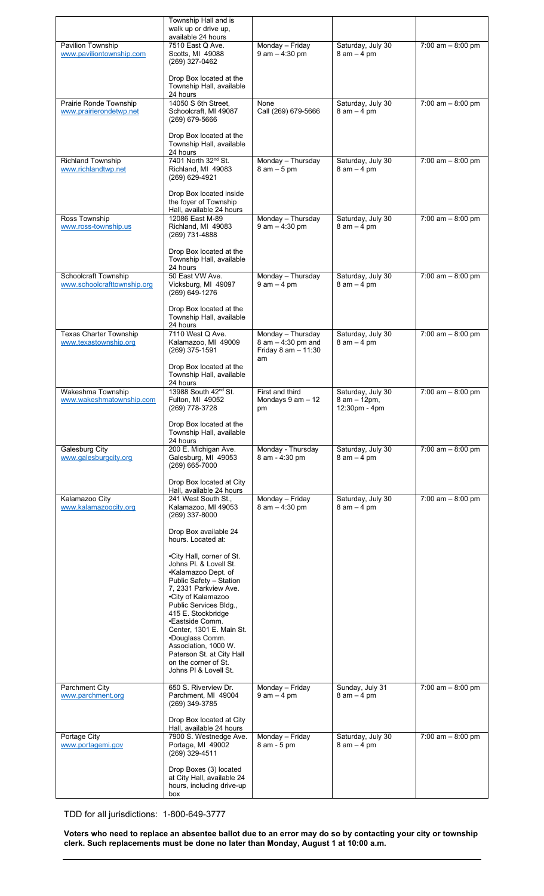| | | | | |
|---|---|---|---|---|
| | Township Hall and is walk up or drive up, available 24 hours | | | |
| Pavilion Township www.paviliontownship.com | 7510 East Q Ave. Scotts, MI 49088 (269) 327-0462<br><br>Drop Box located at the Township Hall, available 24 hours | Monday – Friday 9 am – 4:30 pm | Saturday, July 30 8 am – 4 pm | 7:00 am – 8:00 pm |
| Prairie Ronde Township www.prairierondetwp.net | 14050 S 6th Street, Schoolcraft, MI 49087 (269) 679-5666<br><br>Drop Box located at the Township Hall, available 24 hours | None Call (269) 679-5666 | Saturday, July 30 8 am – 4 pm | 7:00 am – 8:00 pm |
| Richland Township www.richlandtwp.net | 7401 North 32nd St. Richland, MI 49083 (269) 629-4921<br><br>Drop Box located inside the foyer of Township Hall, available 24 hours | Monday – Thursday 8 am – 5 pm | Saturday, July 30 8 am – 4 pm | 7:00 am – 8:00 pm |
| Ross Township www.ross-township.us | 12086 East M-89 Richland, MI 49083 (269) 731-4888<br><br>Drop Box located at the Township Hall, available 24 hours | Monday – Thursday 9 am – 4:30 pm | Saturday, July 30 8 am – 4 pm | 7:00 am – 8:00 pm |
| Schoolcraft Township www.schoolcrafttownship.org | 50 East VW Ave. Vicksburg, MI 49097 (269) 649-1276<br><br>Drop Box located at the Township Hall, available 24 hours | Monday – Thursday 9 am – 4 pm | Saturday, July 30 8 am – 4 pm | 7:00 am – 8:00 pm |
| Texas Charter Township www.texastownship.org | 7110 West Q Ave. Kalamazoo, MI 49009 (269) 375-1591<br><br>Drop Box located at the Township Hall, available 24 hours | Monday – Thursday 8 am – 4:30 pm and Friday 8 am – 11:30 am | Saturday, July 30 8 am – 4 pm | 7:00 am – 8:00 pm |
| Wakeshma Township www.wakeshmatownship.com | 13988 South 42nd St. Fulton, MI 49052 (269) 778-3728<br><br>Drop Box located at the Township Hall, available 24 hours | First and third Mondays 9 am – 12 pm | Saturday, July 30 8 am – 12pm, 12:30pm - 4pm | 7:00 am – 8:00 pm |
| Galesburg City www.galesburgcity.org | 200 E. Michigan Ave. Galesburg, MI 49053 (269) 665-7000<br><br>Drop Box located at City Hall, available 24 hours | Monday - Thursday 8 am - 4:30 pm | Saturday, July 30 8 am – 4 pm | 7:00 am – 8:00 pm |
| Kalamazoo City www.kalamazoocity.org | 241 West South St., Kalamazoo, MI 49053 (269) 337-8000<br><br>Drop Box available 24 hours. Located at:<br><br>•City Hall, corner of St. Johns Pl. & Lovell St.<br>•Kalamazoo Dept. of Public Safety – Station 7, 2331 Parkview Ave.<br>•City of Kalamazoo Public Services Bldg., 415 E. Stockbridge<br>•Eastside Comm. Center, 1301 E. Main St.<br>•Douglass Comm. Association, 1000 W. Paterson St. at City Hall on the corner of St. Johns Pl & Lovell St. | Monday – Friday 8 am – 4:30 pm | Saturday, July 30 8 am – 4 pm | 7:00 am – 8:00 pm |
| Parchment City www.parchment.org | 650 S. Riverview Dr. Parchment, MI 49004 (269) 349-3785<br><br>Drop Box located at City Hall, available 24 hours | Monday – Friday 9 am – 4 pm | Sunday, July 31 8 am – 4 pm | 7:00 am – 8:00 pm |
| Portage City www.portagemi.gov | 7900 S. Westnedge Ave. Portage, MI 49002 (269) 329-4511<br><br>Drop Boxes (3) located at City Hall, available 24 hours, including drive-up box | Monday – Friday 8 am - 5 pm | Saturday, July 30 8 am – 4 pm | 7:00 am – 8:00 pm |

TDD for all jurisdictions: 1-800-649-3777

**Voters who need to replace an absentee ballot due to an error may do so by contacting your city or township clerk. Such replacements must be done no later than Monday, August 1 at 10:00 a.m.**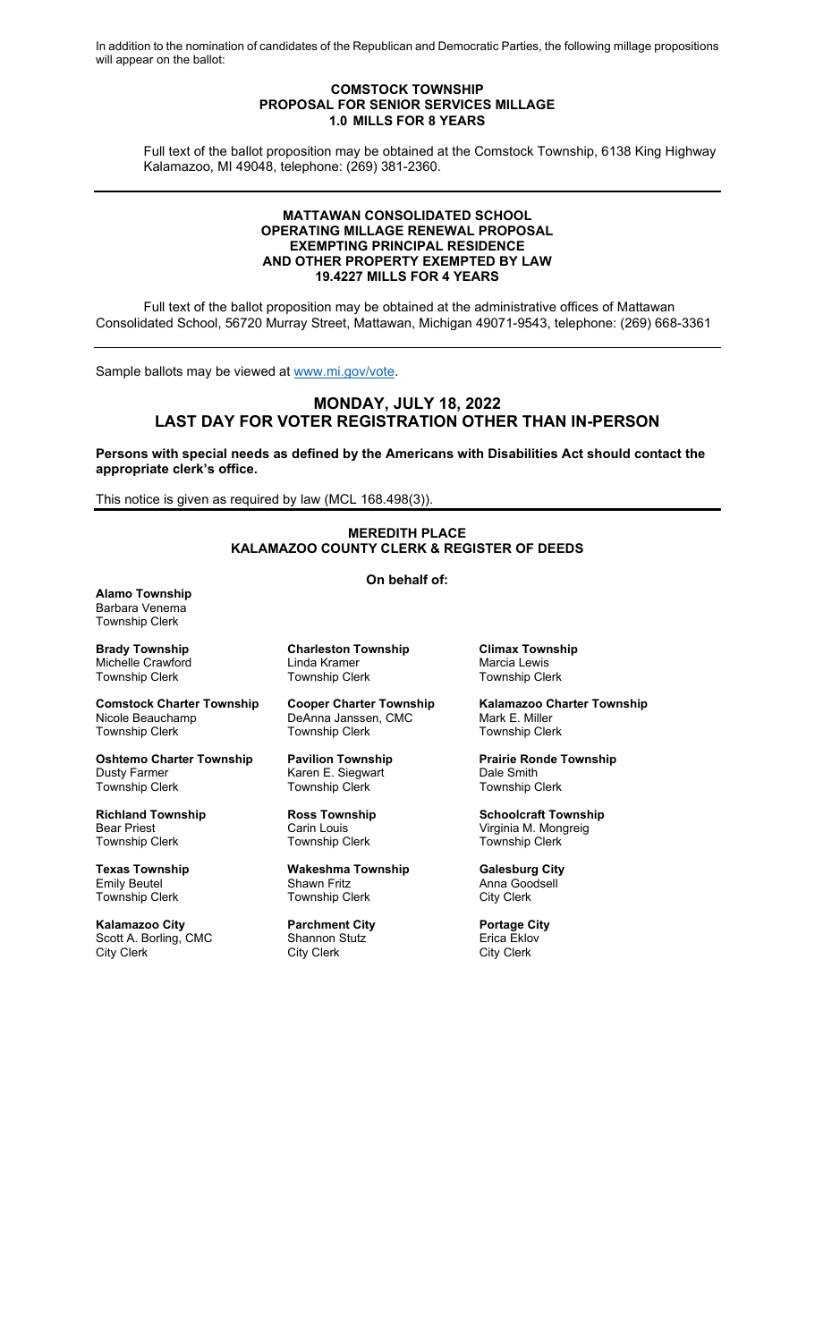In addition to the nomination of candidates of the Republican and Democratic Parties, the following millage propositions will appear on the ballot:

**COMSTOCK TOWNSHIP**
**PROPOSAL FOR SENIOR SERVICES MILLAGE**
**1.0 MILLS FOR 8 YEARS**

Full text of the ballot proposition may be obtained at the Comstock Township, 6138 King Highway Kalamazoo, MI 49048, telephone: (269) 381-2360.

---

**MATTAWAN CONSOLIDATED SCHOOL**
**OPERATING MILLAGE RENEWAL PROPOSAL**
**EXEMPTING PRINCIPAL RESIDENCE**
**AND OTHER PROPERTY EXEMPTED BY LAW**
**19.4227 MILLS FOR 4 YEARS**

Full text of the ballot proposition may be obtained at the administrative offices of Mattawan Consolidated School, 56720 Murray Street, Mattawan, Michigan 49071-9543, telephone: (269) 668-3361

---

Sample ballots may be viewed at www.mi.gov/vote.

## MONDAY, JULY 18, 2022
## LAST DAY FOR VOTER REGISTRATION OTHER THAN IN-PERSON

**Persons with special needs as defined by the Americans with Disabilities Act should contact the appropriate clerk's office.**

This notice is given as required by law (MCL 168.498(3)).

---

**MEREDITH PLACE**
**KALAMAZOO COUNTY CLERK & REGISTER OF DEEDS**

**On behalf of:**

**Alamo Township**
Barbara Venema
Township Clerk

**Brady Township**
Michelle Crawford
Township Clerk

**Charleston Township**
Linda Kramer
Township Clerk

**Climax Township**
Marcia Lewis
Township Clerk

**Comstock Charter Township**
Nicole Beauchamp
Township Clerk

**Cooper Charter Township**
DeAnna Janssen, CMC
Township Clerk

**Kalamazoo Charter Township**
Mark E. Miller
Township Clerk

**Oshtemo Charter Township**
Dusty Farmer
Township Clerk

**Pavilion Township**
Karen E. Siegwart
Township Clerk

**Prairie Ronde Township**
Dale Smith
Township Clerk

**Richland Township**
Bear Priest
Township Clerk

**Ross Township**
Carin Louis
Township Clerk

**Schoolcraft Township**
Virginia M. Mongreig
Township Clerk

**Texas Township**
Emily Beutel
Township Clerk

**Wakeshma Township**
Shawn Fritz
Township Clerk

**Galesburg City**
Anna Goodsell
City Clerk

**Kalamazoo City**
Scott A. Borling, CMC
City Clerk

**Parchment City**
Shannon Stutz
City Clerk

**Portage City**
Erica Eklov
City Clerk